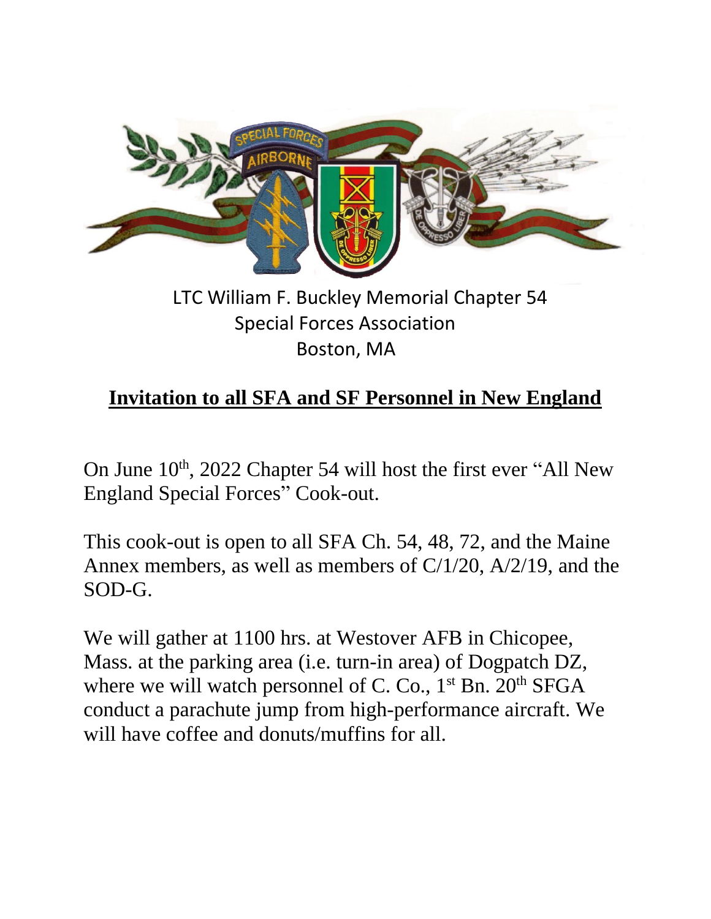LTC William F. Buckley Memorial Chapter 54
Special Forces Association
Boston, MA

## **Invitation to all SFA and SF Personnel in New England**

On June 10th, 2022 Chapter 54 will host the first ever "All New England Special Forces" Cook-out.

This cook-out is open to all SFA Ch. 54, 48, 72, and the Maine Annex members, as well as members of C/1/20, A/2/19, and the SOD-G.

We will gather at 1100 hrs. at Westover AFB in Chicopee, Mass. at the parking area (i.e. turn-in area) of Dogpatch DZ, where we will watch personnel of C. Co., 1st Bn. 20th SFGA conduct a parachute jump from high-performance aircraft. We will have coffee and donuts/muffins for all.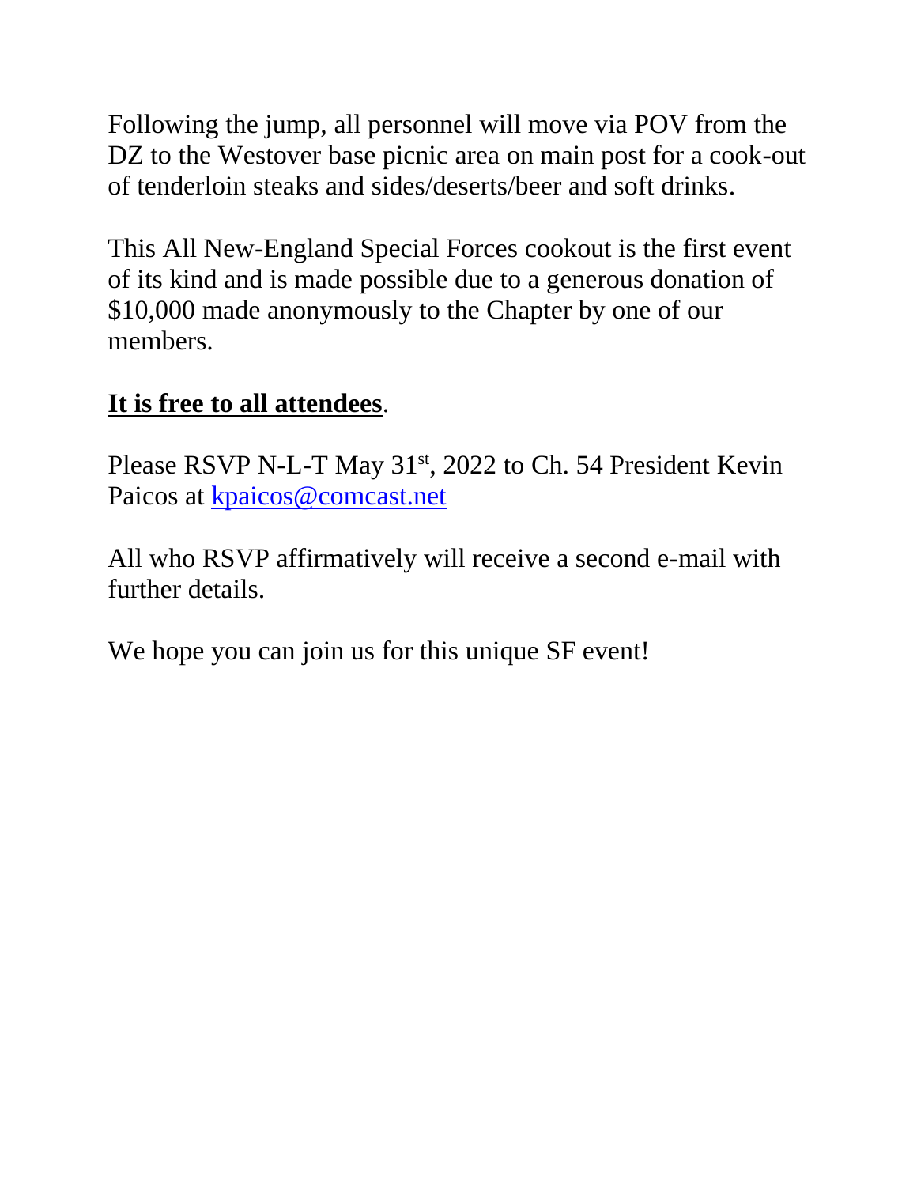Following the jump, all personnel will move via POV from the DZ to the Westover base picnic area on main post for a cook-out of tenderloin steaks and sides/deserts/beer and soft drinks.

This All New-England Special Forces cookout is the first event of its kind and is made possible due to a generous donation of $10,000 made anonymously to the Chapter by one of our members.

**<u>It is free to all attendees</u>**.

Please RSVP N-L-T May 31st, 2022 to Ch. 54 President Kevin Paicos at [kpaicos@comcast.net](mailto:kpaicos@comcast.net)

All who RSVP affirmatively will receive a second e-mail with further details.

We hope you can join us for this unique SF event!